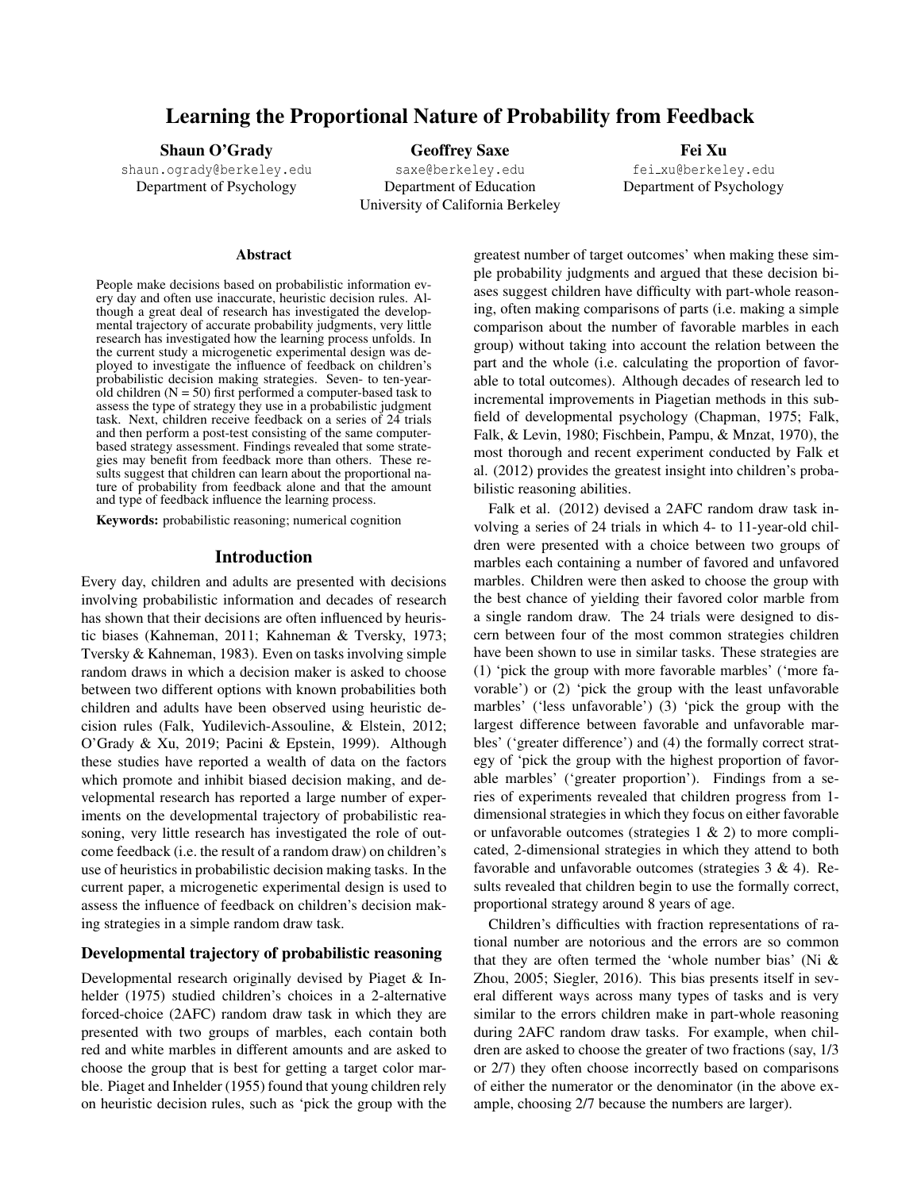# Learning the Proportional Nature of Probability from Feedback

**Shaun O'Grady**
shaun.ogrady@berkeley.edu
Department of Psychology

**Geoffrey Saxe**
saxe@berkeley.edu
Department of Education
University of California Berkeley

**Fei Xu**
fei_xu@berkeley.edu
Department of Psychology

## Abstract

People make decisions based on probabilistic information every day and often use inaccurate, heuristic decision rules. Although a great deal of research has investigated the developmental trajectory of accurate probability judgments, very little research has investigated how the learning process unfolds. In the current study a microgenetic experimental design was deployed to investigate the influence of feedback on children's probabilistic decision making strategies. Seven- to ten-year-old children (N = 50) first performed a computer-based task to assess the type of strategy they use in a probabilistic judgment task. Next, children receive feedback on a series of 24 trials and then perform a post-test consisting of the same computer-based strategy assessment. Findings revealed that some strategies may benefit from feedback more than others. These results suggest that children can learn about the proportional nature of probability from feedback alone and that the amount and type of feedback influence the learning process.

**Keywords:** probabilistic reasoning; numerical cognition

## Introduction

Every day, children and adults are presented with decisions involving probabilistic information and decades of research has shown that their decisions are often influenced by heuristic biases (Kahneman, 2011; Kahneman & Tversky, 1973; Tversky & Kahneman, 1983). Even on tasks involving simple random draws in which a decision maker is asked to choose between two different options with known probabilities both children and adults have been observed using heuristic decision rules (Falk, Yudilevich-Assouline, & Elstein, 2012; O'Grady & Xu, 2019; Pacini & Epstein, 1999). Although these studies have reported a wealth of data on the factors which promote and inhibit biased decision making, and developmental research has reported a large number of experiments on the developmental trajectory of probabilistic reasoning, very little research has investigated the role of outcome feedback (i.e. the result of a random draw) on children's use of heuristics in probabilistic decision making tasks. In the current paper, a microgenetic experimental design is used to assess the influence of feedback on children's decision making strategies in a simple random draw task.

### Developmental trajectory of probabilistic reasoning

Developmental research originally devised by Piaget & Inhelder (1975) studied children's choices in a 2-alternative forced-choice (2AFC) random draw task in which they are presented with two groups of marbles, each contain both red and white marbles in different amounts and are asked to choose the group that is best for getting a target color marble. Piaget and Inhelder (1955) found that young children rely on heuristic decision rules, such as 'pick the group with the greatest number of target outcomes' when making these simple probability judgments and argued that these decision biases suggest children have difficulty with part-whole reasoning, often making comparisons of parts (i.e. making a simple comparison about the number of favorable marbles in each group) without taking into account the relation between the part and the whole (i.e. calculating the proportion of favorable to total outcomes). Although decades of research led to incremental improvements in Piagetian methods in this subfield of developmental psychology (Chapman, 1975; Falk, Falk, & Levin, 1980; Fischbein, Pampu, & Mnzat, 1970), the most thorough and recent experiment conducted by Falk et al. (2012) provides the greatest insight into children's probabilistic reasoning abilities.

Falk et al. (2012) devised a 2AFC random draw task involving a series of 24 trials in which 4- to 11-year-old children were presented with a choice between two groups of marbles each containing a number of favored and unfavored marbles. Children were then asked to choose the group with the best chance of yielding their favored color marble from a single random draw. The 24 trials were designed to discern between four of the most common strategies children have been shown to use in similar tasks. These strategies are (1) 'pick the group with more favorable marbles' ('more favorable') or (2) 'pick the group with the least unfavorable marbles' ('less unfavorable') (3) 'pick the group with the largest difference between favorable and unfavorable marbles' ('greater difference') and (4) the formally correct strategy of 'pick the group with the highest proportion of favorable marbles' ('greater proportion'). Findings from a series of experiments revealed that children progress from 1-dimensional strategies in which they focus on either favorable or unfavorable outcomes (strategies 1 & 2) to more complicated, 2-dimensional strategies in which they attend to both favorable and unfavorable outcomes (strategies 3 & 4). Results revealed that children begin to use the formally correct, proportional strategy around 8 years of age.

Children's difficulties with fraction representations of rational number are notorious and the errors are so common that they are often termed the 'whole number bias' (Ni & Zhou, 2005; Siegler, 2016). This bias presents itself in several different ways across many types of tasks and is very similar to the errors children make in part-whole reasoning during 2AFC random draw tasks. For example, when children are asked to choose the greater of two fractions (say, 1/3 or 2/7) they often choose incorrectly based on comparisons of either the numerator or the denominator (in the above example, choosing 2/7 because the numbers are larger).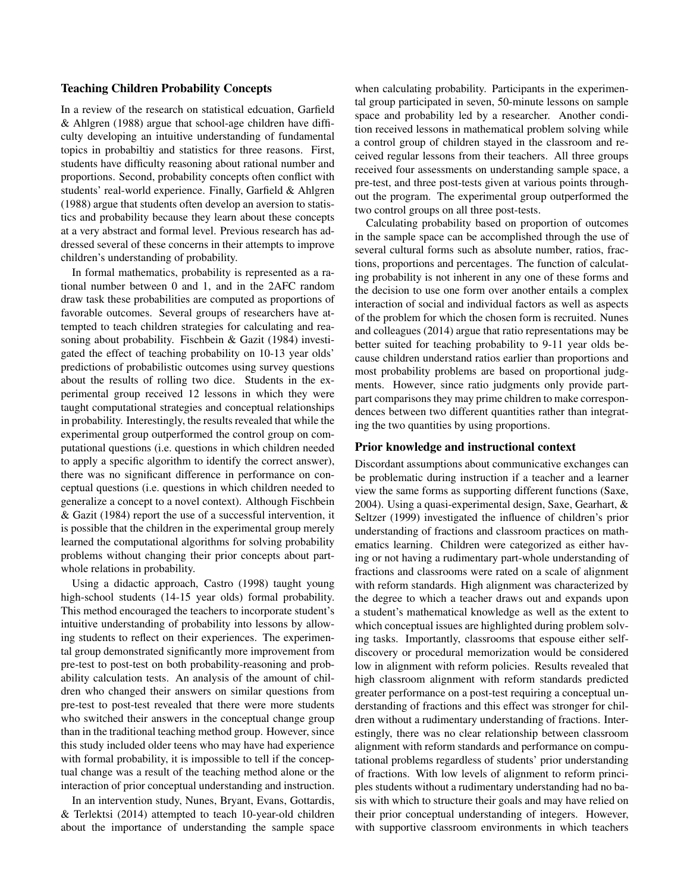## Teaching Children Probability Concepts

In a review of the research on statistical edcuation, Garfield & Ahlgren (1988) argue that school-age children have difficulty developing an intuitive understanding of fundamental topics in probabiltiy and statistics for three reasons. First, students have difficulty reasoning about rational number and proportions. Second, probability concepts often conflict with students' real-world experience. Finally, Garfield & Ahlgren (1988) argue that students often develop an aversion to statistics and probability because they learn about these concepts at a very abstract and formal level. Previous research has addressed several of these concerns in their attempts to improve children's understanding of probability.

In formal mathematics, probability is represented as a rational number between 0 and 1, and in the 2AFC random draw task these probabilities are computed as proportions of favorable outcomes. Several groups of researchers have attempted to teach children strategies for calculating and reasoning about probability. Fischbein & Gazit (1984) investigated the effect of teaching probability on 10-13 year olds' predictions of probabilistic outcomes using survey questions about the results of rolling two dice. Students in the experimental group received 12 lessons in which they were taught computational strategies and conceptual relationships in probability. Interestingly, the results revealed that while the experimental group outperformed the control group on computational questions (i.e. questions in which children needed to apply a specific algorithm to identify the correct answer), there was no significant difference in performance on conceptual questions (i.e. questions in which children needed to generalize a concept to a novel context). Although Fischbein & Gazit (1984) report the use of a successful intervention, it is possible that the children in the experimental group merely learned the computational algorithms for solving probability problems without changing their prior concepts about part-whole relations in probability.

Using a didactic approach, Castro (1998) taught young high-school students (14-15 year olds) formal probability. This method encouraged the teachers to incorporate student's intuitive understanding of probability into lessons by allowing students to reflect on their experiences. The experimental group demonstrated significantly more improvement from pre-test to post-test on both probability-reasoning and probability calculation tests. An analysis of the amount of children who changed their answers on similar questions from pre-test to post-test revealed that there were more students who switched their answers in the conceptual change group than in the traditional teaching method group. However, since this study included older teens who may have had experience with formal probability, it is impossible to tell if the conceptual change was a result of the teaching method alone or the interaction of prior conceptual understanding and instruction.

In an intervention study, Nunes, Bryant, Evans, Gottardis, & Terlektsi (2014) attempted to teach 10-year-old children about the importance of understanding the sample space when calculating probability. Participants in the experimental group participated in seven, 50-minute lessons on sample space and probability led by a researcher. Another condition received lessons in mathematical problem solving while a control group of children stayed in the classroom and received regular lessons from their teachers. All three groups received four assessments on understanding sample space, a pre-test, and three post-tests given at various points throughout the program. The experimental group outperformed the two control groups on all three post-tests.

Calculating probability based on proportion of outcomes in the sample space can be accomplished through the use of several cultural forms such as absolute number, ratios, fractions, proportions and percentages. The function of calculating probability is not inherent in any one of these forms and the decision to use one form over another entails a complex interaction of social and individual factors as well as aspects of the problem for which the chosen form is recruited. Nunes and colleagues (2014) argue that ratio representations may be better suited for teaching probability to 9-11 year olds because children understand ratios earlier than proportions and most probability problems are based on proportional judgments. However, since ratio judgments only provide part-part comparisons they may prime children to make correspondences between two different quantities rather than integrating the two quantities by using proportions.

## Prior knowledge and instructional context

Discordant assumptions about communicative exchanges can be problematic during instruction if a teacher and a learner view the same forms as supporting different functions (Saxe, 2004). Using a quasi-experimental design, Saxe, Gearhart, & Seltzer (1999) investigated the influence of children's prior understanding of fractions and classroom practices on mathematics learning. Children were categorized as either having or not having a rudimentary part-whole understanding of fractions and classrooms were rated on a scale of alignment with reform standards. High alignment was characterized by the degree to which a teacher draws out and expands upon a student's mathematical knowledge as well as the extent to which conceptual issues are highlighted during problem solving tasks. Importantly, classrooms that espouse either self-discovery or procedural memorization would be considered low in alignment with reform policies. Results revealed that high classroom alignment with reform standards predicted greater performance on a post-test requiring a conceptual understanding of fractions and this effect was stronger for children without a rudimentary understanding of fractions. Interestingly, there was no clear relationship between classroom alignment with reform standards and performance on computational problems regardless of students' prior understanding of fractions. With low levels of alignment to reform principles students without a rudimentary understanding had no basis with which to structure their goals and may have relied on their prior conceptual understanding of integers. However, with supportive classroom environments in which teachers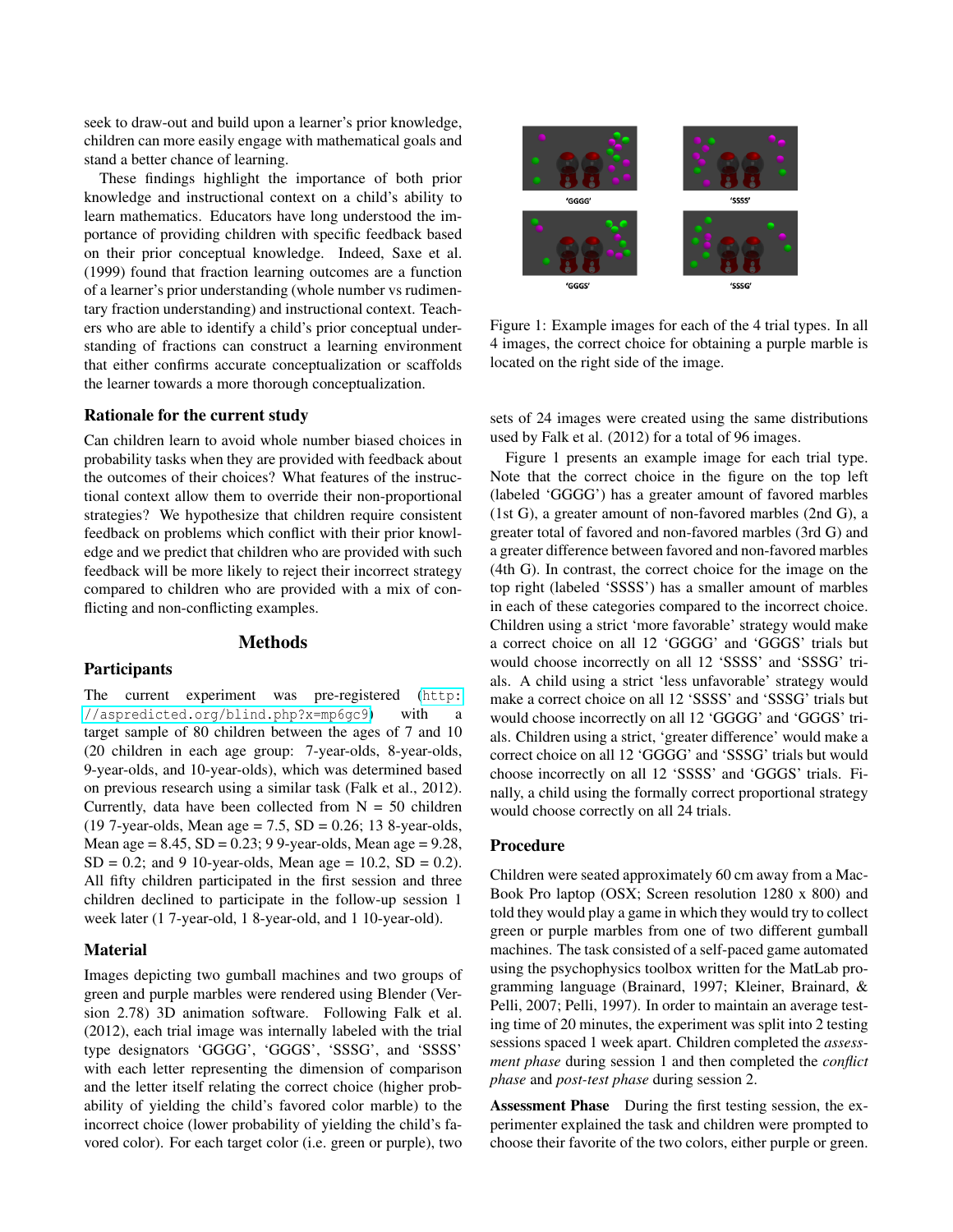seek to draw-out and build upon a learner's prior knowledge, children can more easily engage with mathematical goals and stand a better chance of learning.

These findings highlight the importance of both prior knowledge and instructional context on a child's ability to learn mathematics. Educators have long understood the importance of providing children with specific feedback based on their prior conceptual knowledge. Indeed, Saxe et al. (1999) found that fraction learning outcomes are a function of a learner's prior understanding (whole number vs rudimentary fraction understanding) and instructional context. Teachers who are able to identify a child's prior conceptual understanding of fractions can construct a learning environment that either confirms accurate conceptualization or scaffolds the learner towards a more thorough conceptualization.

### Rationale for the current study

Can children learn to avoid whole number biased choices in probability tasks when they are provided with feedback about the outcomes of their choices? What features of the instructional context allow them to override their non-proportional strategies? We hypothesize that children require consistent feedback on problems which conflict with their prior knowledge and we predict that children who are provided with such feedback will be more likely to reject their incorrect strategy compared to children who are provided with a mix of conflicting and non-conflicting examples.

## Methods

### Participants

The current experiment was pre-registered (http://aspredicted.org/blind.php?x=mp6gc9) with a target sample of 80 children between the ages of 7 and 10 (20 children in each age group: 7-year-olds, 8-year-olds, 9-year-olds, and 10-year-olds), which was determined based on previous research using a similar task (Falk et al., 2012). Currently, data have been collected from N = 50 children (19 7-year-olds, Mean age = 7.5, SD = 0.26; 13 8-year-olds, Mean age = 8.45, SD = 0.23; 9 9-year-olds, Mean age = 9.28, SD = 0.2; and 9 10-year-olds, Mean age = 10.2, SD = 0.2). All fifty children participated in the first session and three children declined to participate in the follow-up session 1 week later (1 7-year-old, 1 8-year-old, and 1 10-year-old).

### Material

Images depicting two gumball machines and two groups of green and purple marbles were rendered using Blender (Version 2.78) 3D animation software. Following Falk et al. (2012), each trial image was internally labeled with the trial type designators 'GGGG', 'GGGS', 'SSSG', and 'SSSS' with each letter representing the dimension of comparison and the letter itself relating the correct choice (higher probability of yielding the child's favored color marble) to the incorrect choice (lower probability of yielding the child's favored color). For each target color (i.e. green or purple), two sets of 24 images were created using the same distributions used by Falk et al. (2012) for a total of 96 images.

Figure 1: Example images for each of the 4 trial types. In all 4 images, the correct choice for obtaining a purple marble is located on the right side of the image.

Figure 1 presents an example image for each trial type. Note that the correct choice in the figure on the top left (labeled 'GGGG') has a greater amount of favored marbles (1st G), a greater amount of non-favored marbles (2nd G), a greater total of favored and non-favored marbles (3rd G) and a greater difference between favored and non-favored marbles (4th G). In contrast, the correct choice for the image on the top right (labeled 'SSSS') has a smaller amount of marbles in each of these categories compared to the incorrect choice. Children using a strict 'more favorable' strategy would make a correct choice on all 12 'GGGG' and 'GGGS' trials but would choose incorrectly on all 12 'SSSS' and 'SSSG' trials. A child using a strict 'less unfavorable' strategy would make a correct choice on all 12 'SSSS' and 'SSSG' trials but would choose incorrectly on all 12 'GGGG' and 'GGGS' trials. Children using a strict, 'greater difference' would make a correct choice on all 12 'GGGG' and 'SSSG' trials but would choose incorrectly on all 12 'SSSS' and 'GGGS' trials. Finally, a child using the formally correct proportional strategy would choose correctly on all 24 trials.

### Procedure

Children were seated approximately 60 cm away from a MacBook Pro laptop (OSX; Screen resolution 1280 x 800) and told they would play a game in which they would try to collect green or purple marbles from one of two different gumball machines. The task consisted of a self-paced game automated using the psychophysics toolbox written for the MatLab programming language (Brainard, 1997; Kleiner, Brainard, & Pelli, 2007; Pelli, 1997). In order to maintain an average testing time of 20 minutes, the experiment was split into 2 testing sessions spaced 1 week apart. Children completed the *assessment phase* during session 1 and then completed the *conflict phase* and *post-test phase* during session 2.

**Assessment Phase** During the first testing session, the experimenter explained the task and children were prompted to choose their favorite of the two colors, either purple or green.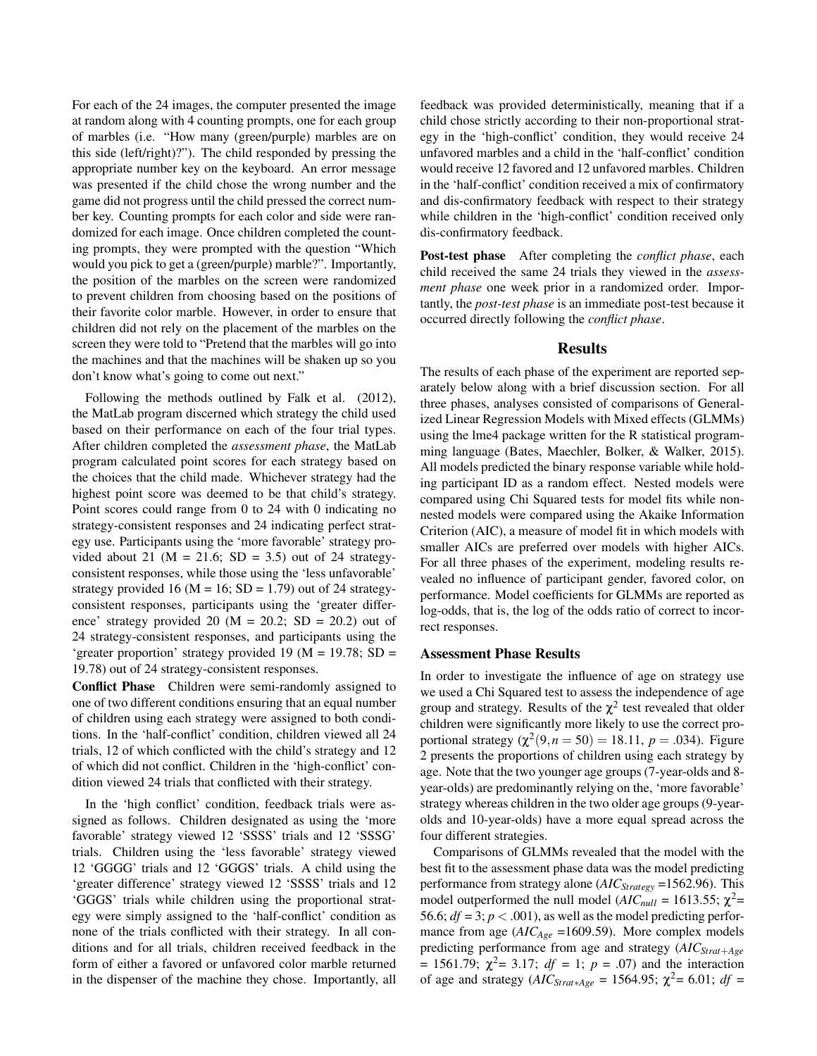For each of the 24 images, the computer presented the image at random along with 4 counting prompts, one for each group of marbles (i.e. "How many (green/purple) marbles are on this side (left/right)?"). The child responded by pressing the appropriate number key on the keyboard. An error message was presented if the child chose the wrong number and the game did not progress until the child pressed the correct number key. Counting prompts for each color and side were randomized for each image. Once children completed the counting prompts, they were prompted with the question "Which would you pick to get a (green/purple) marble?". Importantly, the position of the marbles on the screen were randomized to prevent children from choosing based on the positions of their favorite color marble. However, in order to ensure that children did not rely on the placement of the marbles on the screen they were told to "Pretend that the marbles will go into the machines and that the machines will be shaken up so you don't know what's going to come out next."

Following the methods outlined by Falk et al. (2012), the MatLab program discerned which strategy the child used based on their performance on each of the four trial types. After children completed the *assessment phase*, the MatLab program calculated point scores for each strategy based on the choices that the child made. Whichever strategy had the highest point score was deemed to be that child's strategy. Point scores could range from 0 to 24 with 0 indicating no strategy-consistent responses and 24 indicating perfect strategy use. Participants using the 'more favorable' strategy provided about 21 (M = 21.6; SD = 3.5) out of 24 strategy-consistent responses, while those using the 'less unfavorable' strategy provided 16 (M = 16; SD = 1.79) out of 24 strategy-consistent responses, participants using the 'greater difference' strategy provided 20 (M = 20.2; SD = 20.2) out of 24 strategy-consistent responses, and participants using the 'greater proportion' strategy provided 19 (M = 19.78; SD = 19.78) out of 24 strategy-consistent responses.

**Conflict Phase** Children were semi-randomly assigned to one of two different conditions ensuring that an equal number of children using each strategy were assigned to both conditions. In the 'half-conflict' condition, children viewed all 24 trials, 12 of which conflicted with the child's strategy and 12 of which did not conflict. Children in the 'high-conflict' condition viewed 24 trials that conflicted with their strategy.

In the 'high conflict' condition, feedback trials were assigned as follows. Children designated as using the 'more favorable' strategy viewed 12 'SSSS' trials and 12 'SSSG' trials. Children using the 'less favorable' strategy viewed 12 'GGGG' trials and 12 'GGGS' trials. A child using the 'greater difference' strategy viewed 12 'SSSS' trials and 12 'GGGS' trials while children using the proportional strategy were simply assigned to the 'half-conflict' condition as none of the trials conflicted with their strategy. In all conditions and for all trials, children received feedback in the form of either a favored or unfavored color marble returned in the dispenser of the machine they chose. Importantly, all feedback was provided deterministically, meaning that if a child chose strictly according to their non-proportional strategy in the 'high-conflict' condition, they would receive 24 unfavored marbles and a child in the 'half-conflict' condition would receive 12 favored and 12 unfavored marbles. Children in the 'half-conflict' condition received a mix of confirmatory and dis-confirmatory feedback with respect to their strategy while children in the 'high-conflict' condition received only dis-confirmatory feedback.

**Post-test phase** After completing the *conflict phase*, each child received the same 24 trials they viewed in the *assessment phase* one week prior in a randomized order. Importantly, the *post-test phase* is an immediate post-test because it occurred directly following the *conflict phase*.

## Results

The results of each phase of the experiment are reported separately below along with a brief discussion section. For all three phases, analyses consisted of comparisons of Generalized Linear Regression Models with Mixed effects (GLMMs) using the lme4 package written for the R statistical programming language (Bates, Maechler, Bolker, & Walker, 2015). All models predicted the binary response variable while holding participant ID as a random effect. Nested models were compared using Chi Squared tests for model fits while non-nested models were compared using the Akaike Information Criterion (AIC), a measure of model fit in which models with smaller AICs are preferred over models with higher AICs. For all three phases of the experiment, modeling results revealed no influence of participant gender, favored color, on performance. Model coefficients for GLMMs are reported as log-odds, that is, the log of the odds ratio of correct to incorrect responses.

### Assessment Phase Results

In order to investigate the influence of age on strategy use we used a Chi Squared test to assess the independence of age group and strategy. Results of the $\chi^2$ test revealed that older children were significantly more likely to use the correct proportional strategy ($\chi^2(9, n = 50) = 18.11$, $p = .034$). Figure 2 presents the proportions of children using each strategy by age. Note that the two younger age groups (7-year-olds and 8-year-olds) are predominantly relying on the, 'more favorable' strategy whereas children in the two older age groups (9-year-olds and 10-year-olds) have a more equal spread across the four different strategies.

Comparisons of GLMMs revealed that the model with the best fit to the assessment phase data was the model predicting performance from strategy alone ($AIC_{Strategy}$ =1562.96). This model outperformed the null model ($AIC_{null}$ = 1613.55; $\chi^2$= 56.6; $df$ = 3; $p < .001$), as well as the model predicting performance from age ($AIC_{Age}$ =1609.59). More complex models predicting performance from age and strategy ($AIC_{Strat+Age}$ = 1561.79; $\chi^2$= 3.17; $df$ = 1; $p$ = .07) and the interaction of age and strategy ($AIC_{Strat*Age}$ = 1564.95; $\chi^2$= 6.01; $df$ =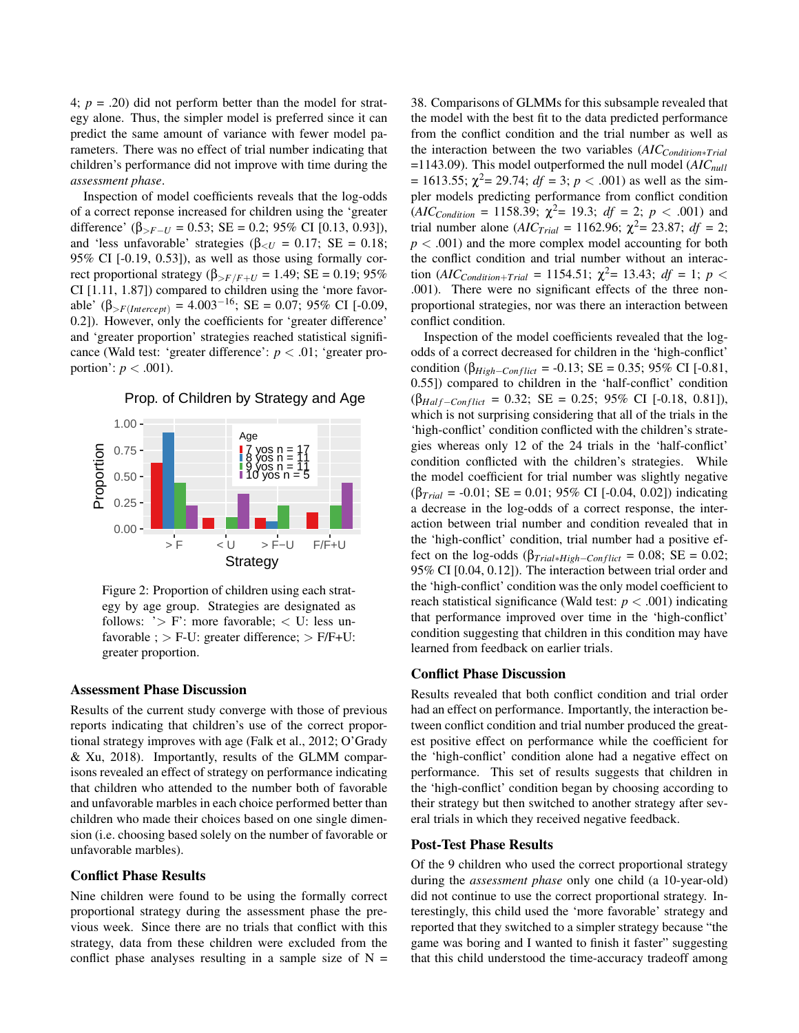4; $p$ = .20) did not perform better than the model for strategy alone. Thus, the simpler model is preferred since it can predict the same amount of variance with fewer model parameters. There was no effect of trial number indicating that children's performance did not improve with time during the *assessment phase*.

Inspection of model coefficients reveals that the log-odds of a correct reponse increased for children using the 'greater difference' ($\beta_{>F-U}$ = 0.53; SE = 0.2; 95% CI [0.13, 0.93]), and 'less unfavorable' strategies ($\beta_{<U}$ = 0.17; SE = 0.18; 95% CI [-0.19, 0.53]), as well as those using formally correct proportional strategy ($\beta_{>F/F+U}$ = 1.49; SE = 0.19; 95% CI [1.11, 1.87]) compared to children using the 'more favorable' ($\beta_{>F(Intercept)}$ = $4.003^{-16}$; SE = 0.07; 95% CI [-0.09, 0.2]). However, only the coefficients for 'greater difference' and 'greater proportion' strategies reached statistical significance (Wald test: 'greater difference': $p < .01$; 'greater proportion': $p < .001$).

Figure 2: Proportion of children using each strategy by age group. Strategies are designated as follows: '> F': more favorable; < U: less unfavorable ; > F-U: greater difference; > F/F+U: greater proportion.

## Assessment Phase Discussion

Results of the current study converge with those of previous reports indicating that children's use of the correct proportional strategy improves with age (Falk et al., 2012; O'Grady & Xu, 2018). Importantly, results of the GLMM comparisons revealed an effect of strategy on performance indicating that children who attended to the number both of favorable and unfavorable marbles in each choice performed better than children who made their choices based on one single dimension (i.e. choosing based solely on the number of favorable or unfavorable marbles).

## Conflict Phase Results

Nine children were found to be using the formally correct proportional strategy during the assessment phase the previous week. Since there are no trials that conflict with this strategy, data from these children were excluded from the conflict phase analyses resulting in a sample size of N = 38. Comparisons of GLMMs for this subsample revealed that the model with the best fit to the data predicted performance from the conflict condition and the trial number as well as the interaction between the two variables ($AIC_{Condition*Trial}$ =1143.09). This model outperformed the null model ($AIC_{null}$ = 1613.55; $\chi^2$= 29.74; $df$ = 3; $p < .001$) as well as the simpler models predicting performance from conflict condition ($AIC_{Condition}$ = 1158.39; $\chi^2$= 19.3; $df$ = 2; $p < .001$) and trial number alone ($AIC_{Trial}$ = 1162.96; $\chi^2$= 23.87; $df$ = 2; $p < .001$) and the more complex model accounting for both the conflict condition and trial number without an interaction ($AIC_{Condition+Trial}$ = 1154.51; $\chi^2$= 13.43; $df$ = 1; $p < .001$). There were no significant effects of the three non-proportional strategies, nor was there an interaction between conflict condition.

Inspection of the model coefficients revealed that the log-odds of a correct decreased for children in the 'high-conflict' condition ($\beta_{High-Conflict}$ = -0.13; SE = 0.35; 95% CI [-0.81, 0.55]) compared to children in the 'half-conflict' condition ($\beta_{Half-Conflict}$ = 0.32; SE = 0.25; 95% CI [-0.18, 0.81]), which is not surprising considering that all of the trials in the 'high-conflict' condition conflicted with the children's strategies whereas only 12 of the 24 trials in the 'half-conflict' condition conflicted with the children's strategies. While the model coefficient for trial number was slightly negative ($\beta_{Trial}$ = -0.01; SE = 0.01; 95% CI [-0.04, 0.02]) indicating a decrease in the log-odds of a correct response, the interaction between trial number and condition revealed that in the 'high-conflict' condition, trial number had a positive effect on the log-odds ($\beta_{Trial*High-Conflict}$ = 0.08; SE = 0.02; 95% CI [0.04, 0.12]). The interaction between trial order and the 'high-conflict' condition was the only model coefficient to reach statistical significance (Wald test: $p < .001$) indicating that performance improved over time in the 'high-conflict' condition suggesting that children in this condition may have learned from feedback on earlier trials.

## Conflict Phase Discussion

Results revealed that both conflict condition and trial order had an effect on performance. Importantly, the interaction between conflict condition and trial number produced the greatest positive effect on performance while the coefficient for the 'high-conflict' condition alone had a negative effect on performance. This set of results suggests that children in the 'high-conflict' condition began by choosing according to their strategy but then switched to another strategy after several trials in which they received negative feedback.

## Post-Test Phase Results

Of the 9 children who used the correct proportional strategy during the *assessment phase* only one child (a 10-year-old) did not continue to use the correct proportional strategy. Interestingly, this child used the 'more favorable' strategy and reported that they switched to a simpler strategy because "the game was boring and I wanted to finish it faster" suggesting that this child understood the time-accuracy tradeoff among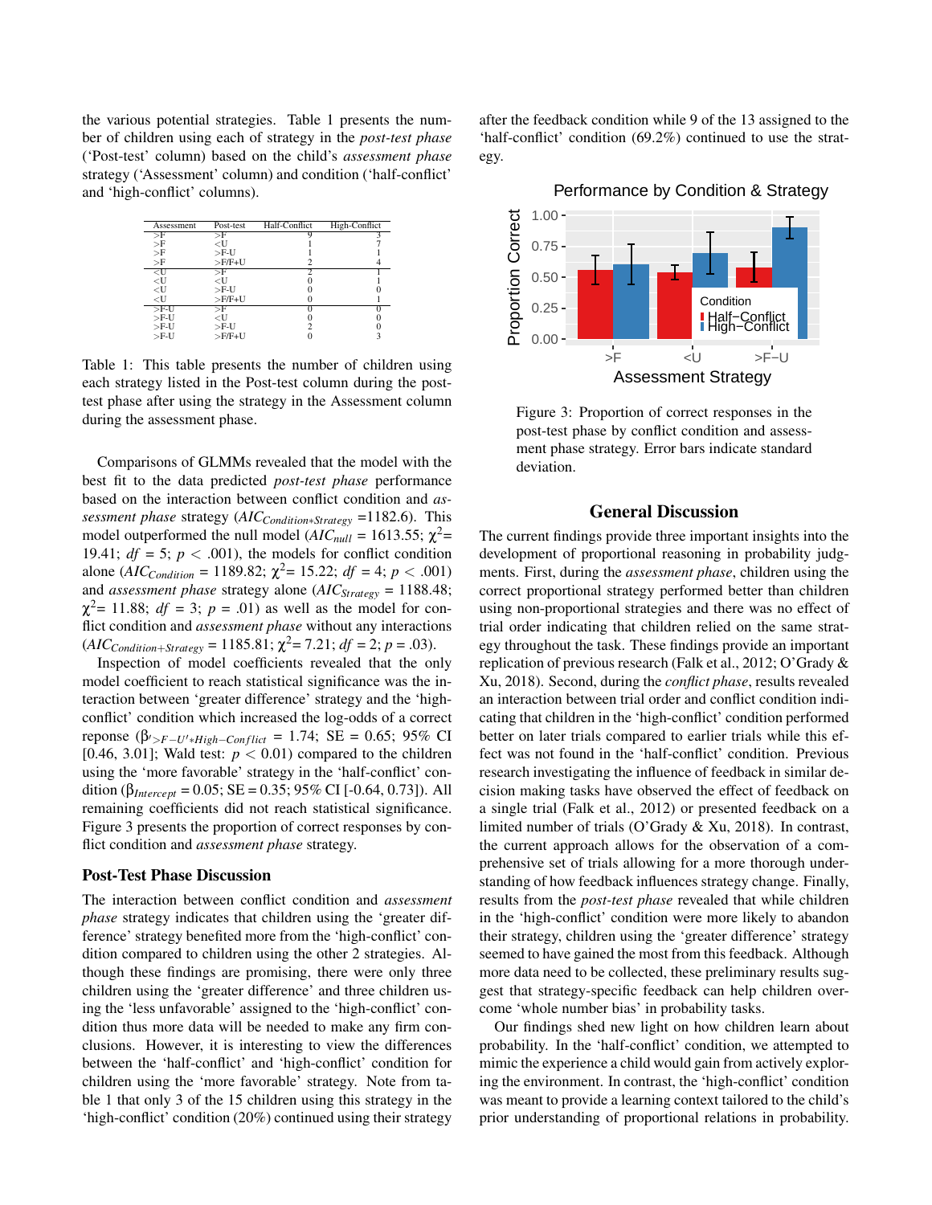the various potential strategies. Table 1 presents the number of children using each strategy in the *post-test phase* ('Post-test' column) based on the child's *assessment phase* strategy ('Assessment' column) and condition ('half-conflict' and 'high-conflict' columns).

| Assessment | Post-test | Half-Conflict | High-Conflict |
|---|---|---|---|
| >F | >F | 9 | 3 |
| >F | <U | 1 | 7 |
| >F | >F-U | 1 | 1 |
| >F | >F/F+U | 2 | 4 |
| <U | >F | 2 | 1 |
| <U | <U | 0 | 1 |
| <U | >F-U | 0 | 0 |
| <U | >F/F+U | 0 | 1 |
| >F-U | >F | 0 | 0 |
| >F-U | <U | 0 | 0 |
| >F-U | >F-U | 2 | 0 |
| >F-U | >F/F+U | 0 | 3 |

Table 1: This table presents the number of children using each strategy listed in the Post-test column during the post-test phase after using the strategy in the Assessment column during the assessment phase.

Comparisons of GLMMs revealed that the model with the best fit to the data predicted *post-test phase* performance based on the interaction between conflict condition and *assessment phase* strategy ($AIC_{Condition*Strategy}$ =1182.6). This model outperformed the null model ($AIC_{null}$ = 1613.55; $\chi^2$= 19.41; $df$ = 5; $p$ < .001), the models for conflict condition alone ($AIC_{Condition}$ = 1189.82; $\chi^2$= 15.22; $df$ = 4; $p$ < .001) and *assessment phase* strategy alone ($AIC_{Strategy}$ = 1188.48; $\chi^2$= 11.88; $df$ = 3; $p$ = .01) as well as the model for conflict condition and *assessment phase* without any interactions ($AIC_{Condition+Strategy}$ = 1185.81; $\chi^2$= 7.21; $df$ = 2; $p$ = .03).

Inspection of model coefficients revealed that the only model coefficient to reach statistical significance was the interaction between 'greater difference' strategy and the 'high-conflict' condition which increased the log-odds of a correct reponse ($\beta_{'>F-U'*High-Conflict}$ = 1.74; SE = 0.65; 95% CI [0.46, 3.01]; Wald test: $p$ < 0.01) compared to the children using the 'more favorable' strategy in the 'half-conflict' condition ($\beta_{Intercept}$ = 0.05; SE = 0.35; 95% CI [-0.64, 0.73]). All remaining coefficients did not reach statistical significance. Figure 3 presents the proportion of correct responses by conflict condition and *assessment phase* strategy.

## Post-Test Phase Discussion

The interaction between conflict condition and *assessment phase* strategy indicates that children using the 'greater difference' strategy benefited more from the 'high-conflict' condition compared to children using the other 2 strategies. Although these findings are promising, there were only three children using the 'greater difference' and three children using the 'less unfavorable' assigned to the 'high-conflict' condition thus more data will be needed to make any firm conclusions. However, it is interesting to view the differences between the 'half-conflict' and 'high-conflict' condition for children using the 'more favorable' strategy. Note from table 1 that only 3 of the 15 children using this strategy in the 'high-conflict' condition (20%) continued using their strategy after the feedback condition while 9 of the 13 assigned to the 'half-conflict' condition (69.2%) continued to use the strategy.

Figure 3: Proportion of correct responses in the post-test phase by conflict condition and assessment phase strategy. Error bars indicate standard deviation.

## General Discussion

The current findings provide three important insights into the development of proportional reasoning in probability judgments. First, during the *assessment phase*, children using the correct proportional strategy performed better than children using non-proportional strategies and there was no effect of trial order indicating that children relied on the same strategy throughout the task. These findings provide an important replication of previous research (Falk et al., 2012; O'Grady & Xu, 2018). Second, during the *conflict phase*, results revealed an interaction between trial order and conflict condition indicating that children in the 'high-conflict' condition performed better on later trials compared to earlier trials while this effect was not found in the 'half-conflict' condition. Previous research investigating the influence of feedback in similar decision making tasks have observed the effect of feedback on a single trial (Falk et al., 2012) or presented feedback on a limited number of trials (O'Grady & Xu, 2018). In contrast, the current approach allows for the observation of a comprehensive set of trials allowing for a more thorough understanding of how feedback influences strategy change. Finally, results from the *post-test phase* revealed that while children in the 'high-conflict' condition were more likely to abandon their strategy, children using the 'greater difference' strategy seemed to have gained the most from this feedback. Although more data need to be collected, these preliminary results suggest that strategy-specific feedback can help children overcome 'whole number bias' in probability tasks.

Our findings shed new light on how children learn about probability. In the 'half-conflict' condition, we attempted to mimic the experience a child would gain from actively exploring the environment. In contrast, the 'high-conflict' condition was meant to provide a learning context tailored to the child's prior understanding of proportional relations in probability.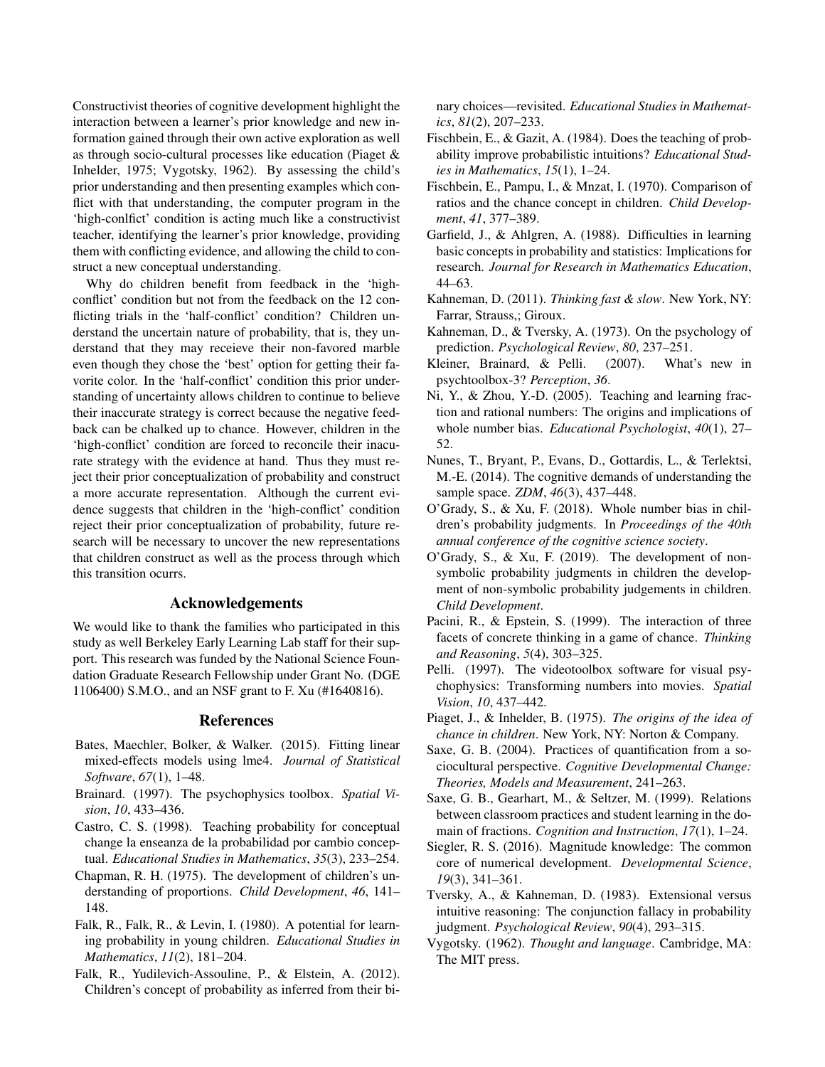Constructivist theories of cognitive development highlight the interaction between a learner's prior knowledge and new information gained through their own active exploration as well as through socio-cultural processes like education (Piaget & Inhelder, 1975; Vygotsky, 1962). By assessing the child's prior understanding and then presenting examples which conflict with that understanding, the computer program in the 'high-conlfict' condition is acting much like a constructivist teacher, identifying the learner's prior knowledge, providing them with conflicting evidence, and allowing the child to construct a new conceptual understanding.

Why do children benefit from feedback in the 'high-conflict' condition but not from the feedback on the 12 conflicting trials in the 'half-conflict' condition? Children understand the uncertain nature of probability, that is, they understand that they may receieve their non-favored marble even though they chose the 'best' option for getting their favorite color. In the 'half-conflict' condition this prior understanding of uncertainty allows children to continue to believe their inaccurate strategy is correct because the negative feedback can be chalked up to chance. However, children in the 'high-conflict' condition are forced to reconcile their inacurate strategy with the evidence at hand. Thus they must reject their prior conceptualization of probability and construct a more accurate representation. Although the current evidence suggests that children in the 'high-conflict' condition reject their prior conceptualization of probability, future research will be necessary to uncover the new representations that children construct as well as the process through which this transition ocurrs.

## Acknowledgements

We would like to thank the families who participated in this study as well Berkeley Early Learning Lab staff for their support. This research was funded by the National Science Foundation Graduate Research Fellowship under Grant No. (DGE 1106400) S.M.O., and an NSF grant to F. Xu (#1640816).

## References

Bates, Maechler, Bolker, & Walker. (2015). Fitting linear mixed-effects models using lme4. *Journal of Statistical Software*, *67*(1), 1–48.

Brainard. (1997). The psychophysics toolbox. *Spatial Vision*, *10*, 433–436.

Castro, C. S. (1998). Teaching probability for conceptual change la enseanza de la probabilidad por cambio conceptual. *Educational Studies in Mathematics*, *35*(3), 233–254.

Chapman, R. H. (1975). The development of children's understanding of proportions. *Child Development*, *46*, 141–148.

Falk, R., Falk, R., & Levin, I. (1980). A potential for learning probability in young children. *Educational Studies in Mathematics*, *11*(2), 181–204.

Falk, R., Yudilevich-Assouline, P., & Elstein, A. (2012). Children's concept of probability as inferred from their binary choices—revisited. *Educational Studies in Mathematics*, *81*(2), 207–233.

Fischbein, E., & Gazit, A. (1984). Does the teaching of probability improve probabilistic intuitions? *Educational Studies in Mathematics*, *15*(1), 1–24.

Fischbein, E., Pampu, I., & Mnzat, I. (1970). Comparison of ratios and the chance concept in children. *Child Development*, *41*, 377–389.

Garfield, J., & Ahlgren, A. (1988). Difficulties in learning basic concepts in probability and statistics: Implications for research. *Journal for Research in Mathematics Education*, 44–63.

Kahneman, D. (2011). *Thinking fast & slow*. New York, NY: Farrar, Strauss,; Giroux.

Kahneman, D., & Tversky, A. (1973). On the psychology of prediction. *Psychological Review*, *80*, 237–251.

Kleiner, Brainard, & Pelli. (2007). What's new in psychtoolbox-3? *Perception*, *36*.

Ni, Y., & Zhou, Y.-D. (2005). Teaching and learning fraction and rational numbers: The origins and implications of whole number bias. *Educational Psychologist*, *40*(1), 27–52.

Nunes, T., Bryant, P., Evans, D., Gottardis, L., & Terlektsi, M.-E. (2014). The cognitive demands of understanding the sample space. *ZDM*, *46*(3), 437–448.

O'Grady, S., & Xu, F. (2018). Whole number bias in children's probability judgments. In *Proceedings of the 40th annual conference of the cognitive science society*.

O'Grady, S., & Xu, F. (2019). The development of non-symbolic probability judgments in children the development of non-symbolic probability judgements in children. *Child Development*.

Pacini, R., & Epstein, S. (1999). The interaction of three facets of concrete thinking in a game of chance. *Thinking and Reasoning*, *5*(4), 303–325.

Pelli. (1997). The videotoolbox software for visual psychophysics: Transforming numbers into movies. *Spatial Vision*, *10*, 437–442.

Piaget, J., & Inhelder, B. (1975). *The origins of the idea of chance in children*. New York, NY: Norton & Company.

Saxe, G. B. (2004). Practices of quantification from a sociocultural perspective. *Cognitive Developmental Change: Theories, Models and Measurement*, 241–263.

Saxe, G. B., Gearhart, M., & Seltzer, M. (1999). Relations between classroom practices and student learning in the domain of fractions. *Cognition and Instruction*, *17*(1), 1–24.

Siegler, R. S. (2016). Magnitude knowledge: The common core of numerical development. *Developmental Science*, *19*(3), 341–361.

Tversky, A., & Kahneman, D. (1983). Extensional versus intuitive reasoning: The conjunction fallacy in probability judgment. *Psychological Review*, *90*(4), 293–315.

Vygotsky. (1962). *Thought and language*. Cambridge, MA: The MIT press.